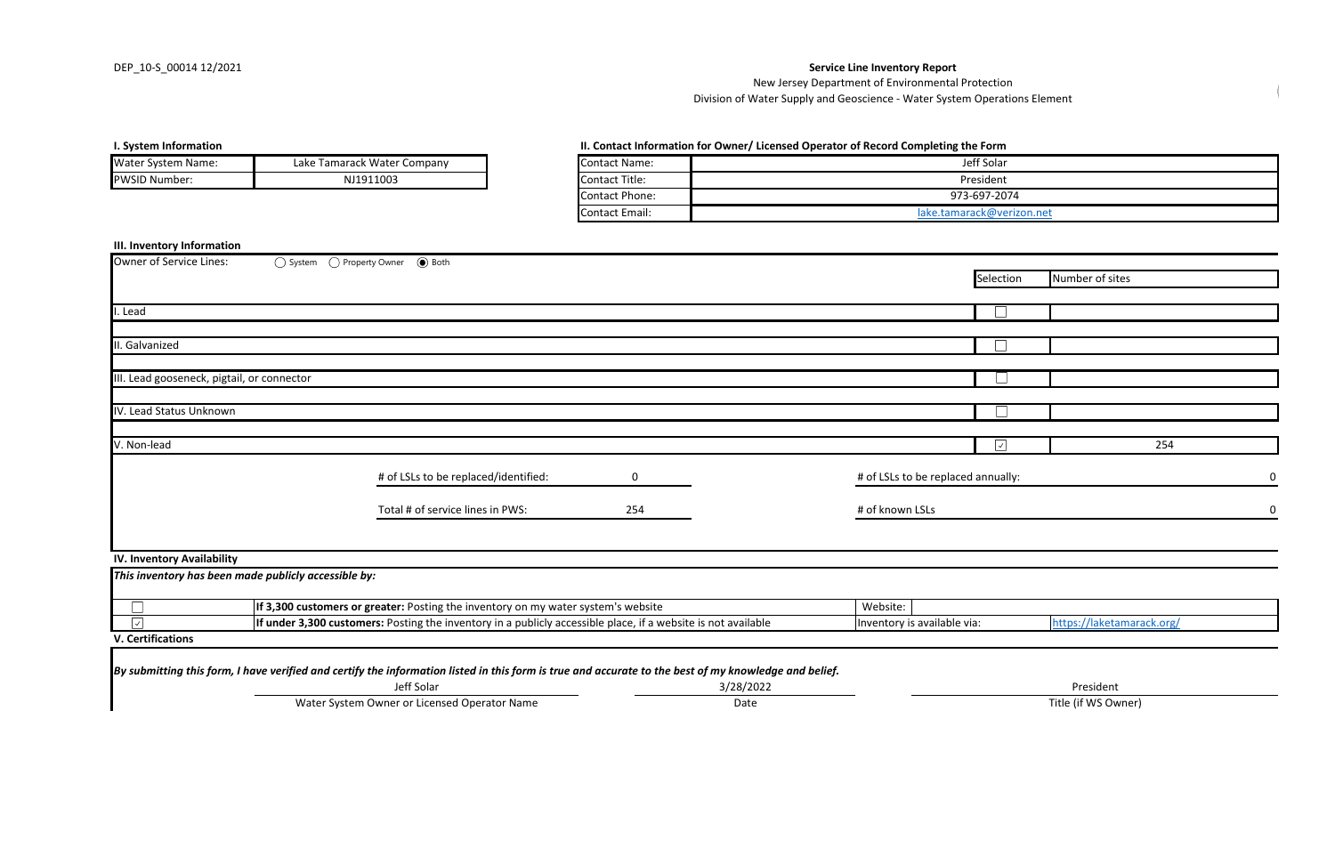DEP_10-S_00014 12/2021

# Service Line Inventory Report

New Jersey Department of Environmental Protection

Division of Water Supply and Geoscience - Water System Operations Element

### I. System Information

| | |
|---|---|
| Water System Name: | Lake Tamarack Water Company |
| PWSID Number: | NJ1911003 |

### II. Contact Information for Owner/ Licensed Operator of Record Completing the Form

| | |
|---|---|
| Contact Name: | Jeff Solar |
| Contact Title: | President |
| Contact Phone: | 973-697-2074 |
| Contact Email: | lake.tamarack@verizon.net |

### III. Inventory Information

Owner of Service Lines: ◯ System ◯ Property Owner ◉ Both

| | Selection | Number of sites |
|---|---|---|
| I. Lead | ☐ | |
| II. Galvanized | ☐ | |
| III. Lead gooseneck, pigtail, or connector | ☐ | |
| IV. Lead Status Unknown | ☐ | |
| V. Non-lead | ☑ | 254 |

| | | | |
|---|---|---|---|
| # of LSLs to be replaced/identified: | 0 | # of LSLs to be replaced annually: | 0 |
| Total # of service lines in PWS: | 254 | # of known LSLs | 0 |

### IV. Inventory Availability

***This inventory has been made publicly accessible by:***

| | | | |
|---|---|---|---|
| ☐ | **If 3,300 customers or greater:** Posting the inventory on my water system's website | Website: | |
| ☑ | **If under 3,300 customers:** Posting the inventory in a publicly accessible place, if a website is not available | Inventory is available via: | https://laketamarack.org/ |

### V. Certifications

***By submitting this form, I have verified and certify the information listed in this form is true and accurate to the best of my knowledge and belief.***

| | | |
|---|---|---|
| Jeff Solar | 3/28/2022 | President |
| Water System Owner or Licensed Operator Name | Date | Title (if WS Owner) |